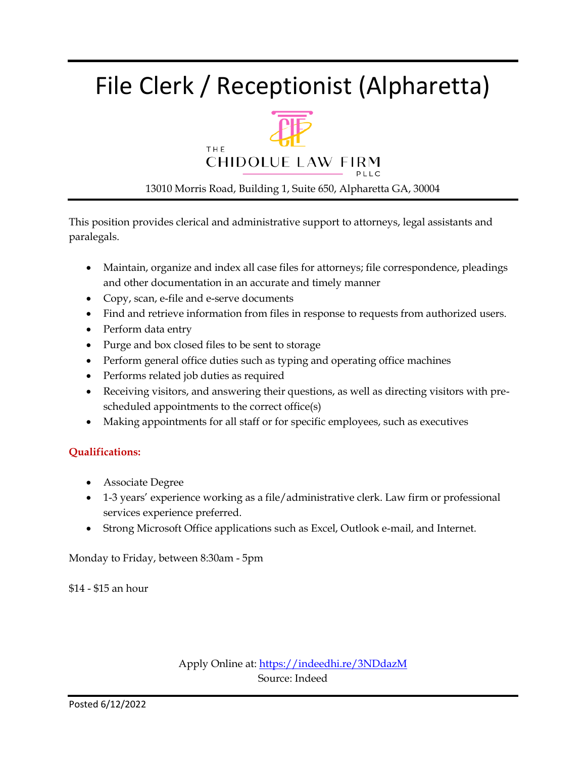# File Clerk / Receptionist (Alpharetta)

THE CHIDOLUE LAW FIRM PLLC

13010 Morris Road, Building 1, Suite 650, Alpharetta GA, 30004

This position provides clerical and administrative support to attorneys, legal assistants and paralegals.

- Maintain, organize and index all case files for attorneys; file correspondence, pleadings and other documentation in an accurate and timely manner
- Copy, scan, e-file and e-serve documents
- Find and retrieve information from files in response to requests from authorized users.
- Perform data entry
- Purge and box closed files to be sent to storage
- Perform general office duties such as typing and operating office machines
- Performs related job duties as required
- Receiving visitors, and answering their questions, as well as directing visitors with pre-scheduled appointments to the correct office(s)
- Making appointments for all staff or for specific employees, such as executives

**Qualifications:**

- Associate Degree
- 1-3 years' experience working as a file/administrative clerk. Law firm or professional services experience preferred.
- Strong Microsoft Office applications such as Excel, Outlook e-mail, and Internet.

Monday to Friday, between 8:30am - 5pm

$14 - $15 an hour

Apply Online at: https://indeedhi.re/3NDdazM
Source: Indeed

Posted 6/12/2022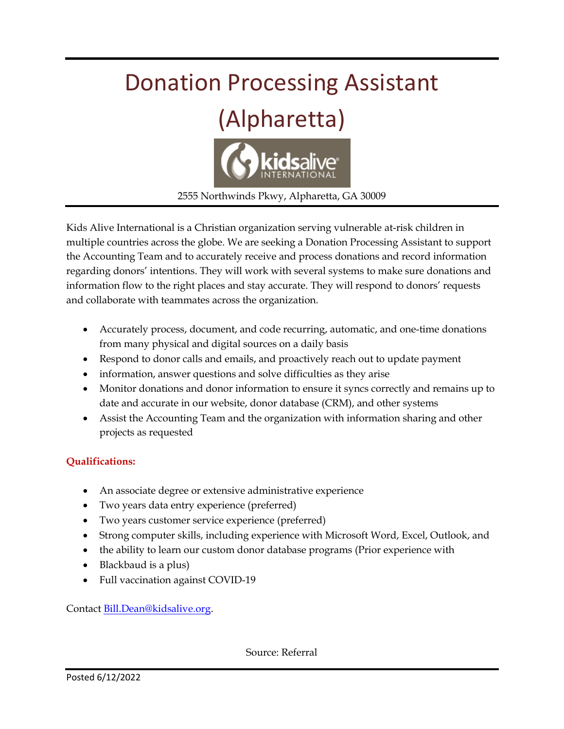# Donation Processing Assistant (Alpharetta)

2555 Northwinds Pkwy, Alpharetta, GA 30009

Kids Alive International is a Christian organization serving vulnerable at-risk children in multiple countries across the globe. We are seeking a Donation Processing Assistant to support the Accounting Team and to accurately receive and process donations and record information regarding donors' intentions. They will work with several systems to make sure donations and information flow to the right places and stay accurate. They will respond to donors' requests and collaborate with teammates across the organization.

- Accurately process, document, and code recurring, automatic, and one-time donations from many physical and digital sources on a daily basis
- Respond to donor calls and emails, and proactively reach out to update payment
- information, answer questions and solve difficulties as they arise
- Monitor donations and donor information to ensure it syncs correctly and remains up to date and accurate in our website, donor database (CRM), and other systems
- Assist the Accounting Team and the organization with information sharing and other projects as requested

**Qualifications:**

- An associate degree or extensive administrative experience
- Two years data entry experience (preferred)
- Two years customer service experience (preferred)
- Strong computer skills, including experience with Microsoft Word, Excel, Outlook, and
- the ability to learn our custom donor database programs (Prior experience with
- Blackbaud is a plus)
- Full vaccination against COVID-19

Contact Bill.Dean@kidsalive.org.

Source: Referral

Posted 6/12/2022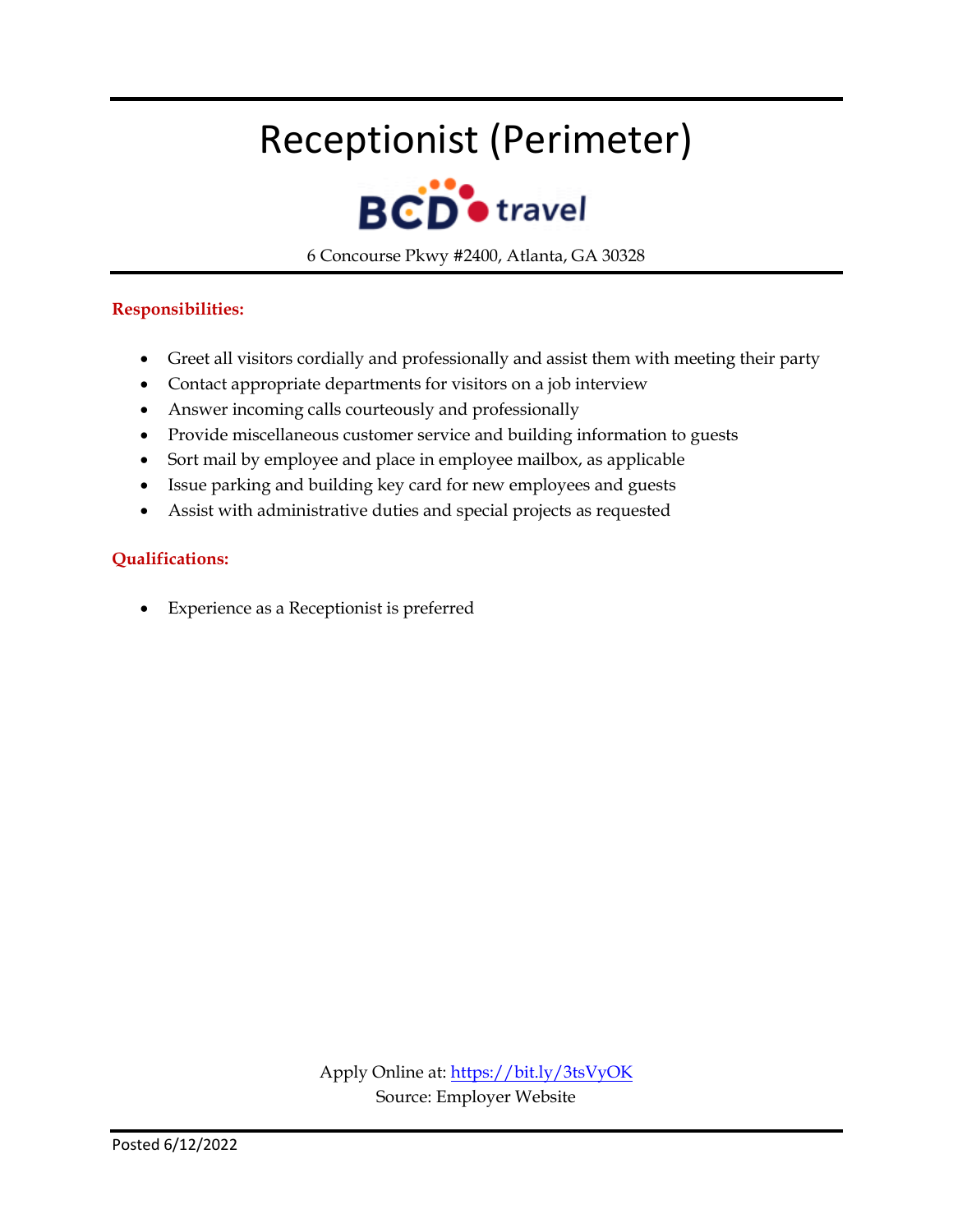# Receptionist (Perimeter)

BCD travel

6 Concourse Pkwy #2400, Atlanta, GA 30328

**Responsibilities:**

- Greet all visitors cordially and professionally and assist them with meeting their party
- Contact appropriate departments for visitors on a job interview
- Answer incoming calls courteously and professionally
- Provide miscellaneous customer service and building information to guests
- Sort mail by employee and place in employee mailbox, as applicable
- Issue parking and building key card for new employees and guests
- Assist with administrative duties and special projects as requested

**Qualifications:**

- Experience as a Receptionist is preferred

Apply Online at: https://bit.ly/3tsVyOK
Source: Employer Website

Posted 6/12/2022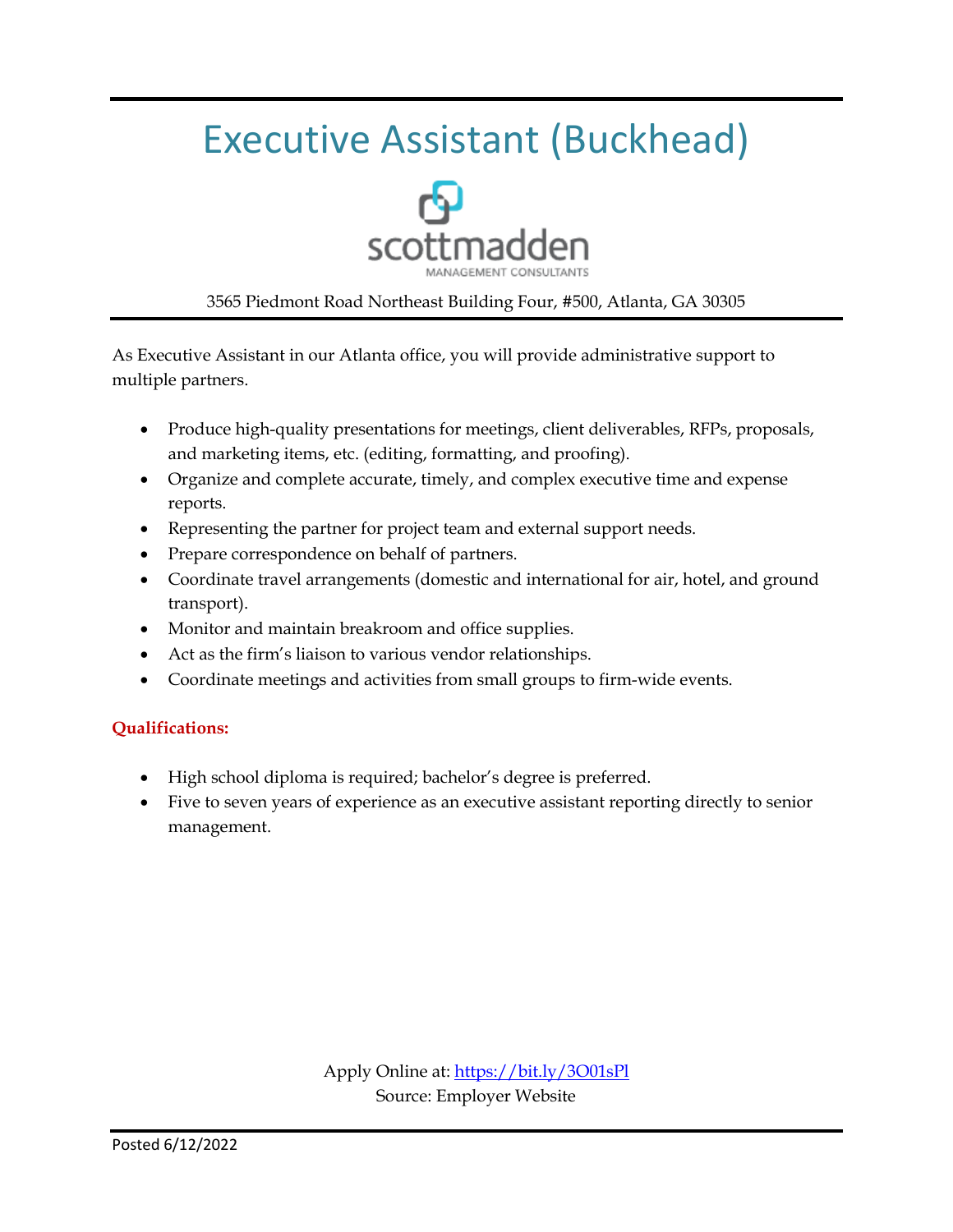# Executive Assistant (Buckhead)

scottmadden
MANAGEMENT CONSULTANTS

3565 Piedmont Road Northeast Building Four, #500, Atlanta, GA 30305

As Executive Assistant in our Atlanta office, you will provide administrative support to multiple partners.

- Produce high-quality presentations for meetings, client deliverables, RFPs, proposals, and marketing items, etc. (editing, formatting, and proofing).
- Organize and complete accurate, timely, and complex executive time and expense reports.
- Representing the partner for project team and external support needs.
- Prepare correspondence on behalf of partners.
- Coordinate travel arrangements (domestic and international for air, hotel, and ground transport).
- Monitor and maintain breakroom and office supplies.
- Act as the firm's liaison to various vendor relationships.
- Coordinate meetings and activities from small groups to firm-wide events.

**Qualifications:**

- High school diploma is required; bachelor's degree is preferred.
- Five to seven years of experience as an executive assistant reporting directly to senior management.

Apply Online at: https://bit.ly/3O01sPl
Source: Employer Website

Posted 6/12/2022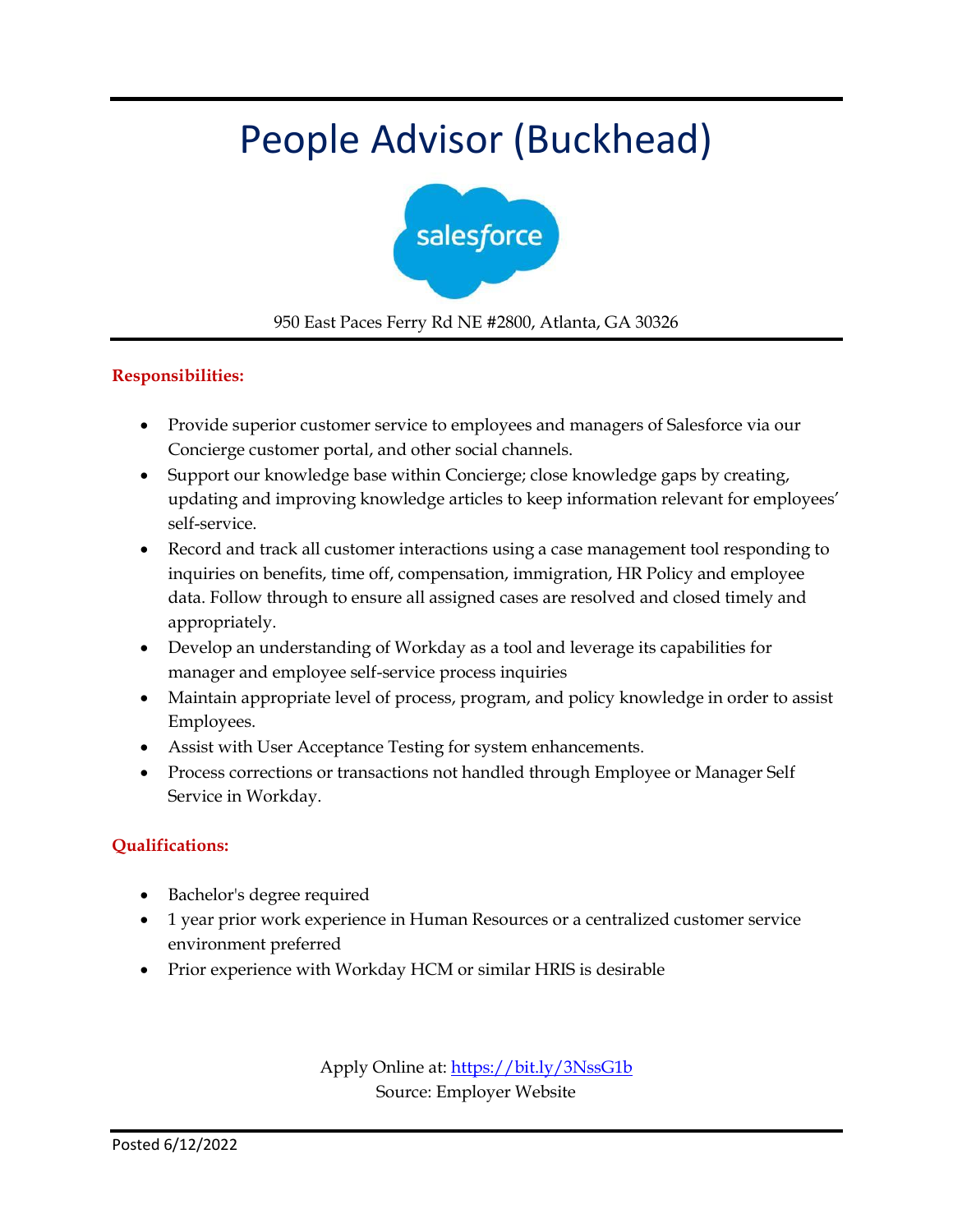# People Advisor (Buckhead)

salesforce

950 East Paces Ferry Rd NE #2800, Atlanta, GA 30326

**Responsibilities:**

- Provide superior customer service to employees and managers of Salesforce via our Concierge customer portal, and other social channels.
- Support our knowledge base within Concierge; close knowledge gaps by creating, updating and improving knowledge articles to keep information relevant for employees' self-service.
- Record and track all customer interactions using a case management tool responding to inquiries on benefits, time off, compensation, immigration, HR Policy and employee data. Follow through to ensure all assigned cases are resolved and closed timely and appropriately.
- Develop an understanding of Workday as a tool and leverage its capabilities for manager and employee self-service process inquiries
- Maintain appropriate level of process, program, and policy knowledge in order to assist Employees.
- Assist with User Acceptance Testing for system enhancements.
- Process corrections or transactions not handled through Employee or Manager Self Service in Workday.

**Qualifications:**

- Bachelor's degree required
- 1 year prior work experience in Human Resources or a centralized customer service environment preferred
- Prior experience with Workday HCM or similar HRIS is desirable

Apply Online at: https://bit.ly/3NssG1b
Source: Employer Website

Posted 6/12/2022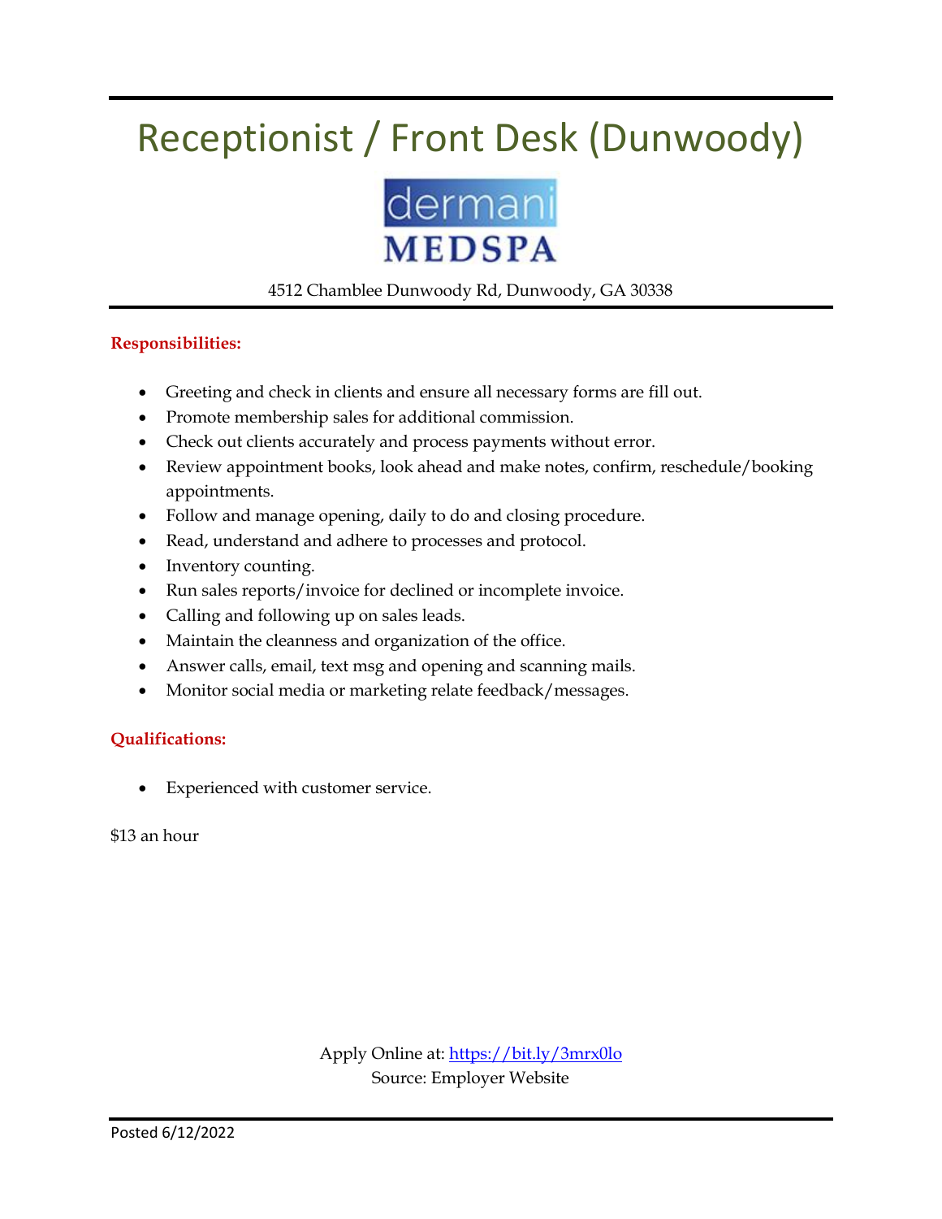# Receptionist / Front Desk (Dunwoody)

dermani
MEDSPA

4512 Chamblee Dunwoody Rd, Dunwoody, GA 30338

**Responsibilities:**

- Greeting and check in clients and ensure all necessary forms are fill out.
- Promote membership sales for additional commission.
- Check out clients accurately and process payments without error.
- Review appointment books, look ahead and make notes, confirm, reschedule/booking appointments.
- Follow and manage opening, daily to do and closing procedure.
- Read, understand and adhere to processes and protocol.
- Inventory counting.
- Run sales reports/invoice for declined or incomplete invoice.
- Calling and following up on sales leads.
- Maintain the cleanness and organization of the office.
- Answer calls, email, text msg and opening and scanning mails.
- Monitor social media or marketing relate feedback/messages.

**Qualifications:**

- Experienced with customer service.

$13 an hour

Apply Online at: https://bit.ly/3mrx0lo
Source: Employer Website

Posted 6/12/2022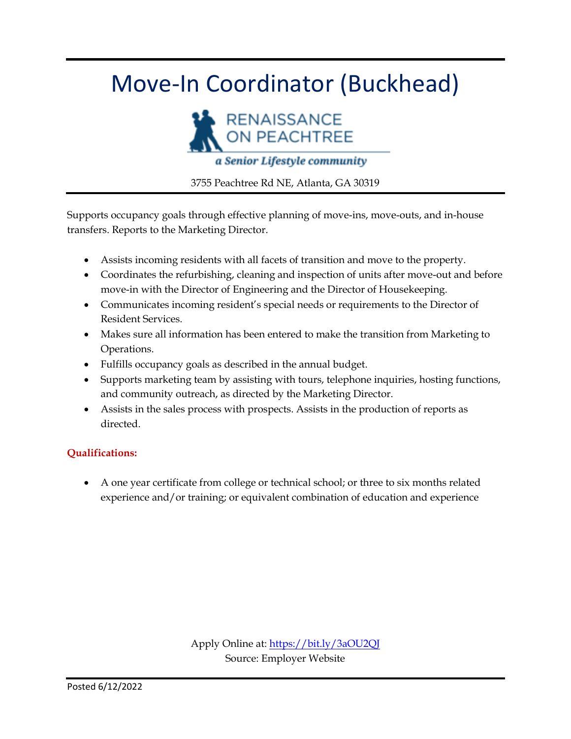# Move-In Coordinator (Buckhead)

RENAISSANCE ON PEACHTREE

*a Senior Lifestyle community*

3755 Peachtree Rd NE, Atlanta, GA 30319

Supports occupancy goals through effective planning of move-ins, move-outs, and in-house transfers. Reports to the Marketing Director.

- Assists incoming residents with all facets of transition and move to the property.
- Coordinates the refurbishing, cleaning and inspection of units after move-out and before move-in with the Director of Engineering and the Director of Housekeeping.
- Communicates incoming resident's special needs or requirements to the Director of Resident Services.
- Makes sure all information has been entered to make the transition from Marketing to Operations.
- Fulfills occupancy goals as described in the annual budget.
- Supports marketing team by assisting with tours, telephone inquiries, hosting functions, and community outreach, as directed by the Marketing Director.
- Assists in the sales process with prospects. Assists in the production of reports as directed.

**Qualifications:**

- A one year certificate from college or technical school; or three to six months related experience and/or training; or equivalent combination of education and experience

Apply Online at: https://bit.ly/3aOU2QJ
Source: Employer Website

Posted 6/12/2022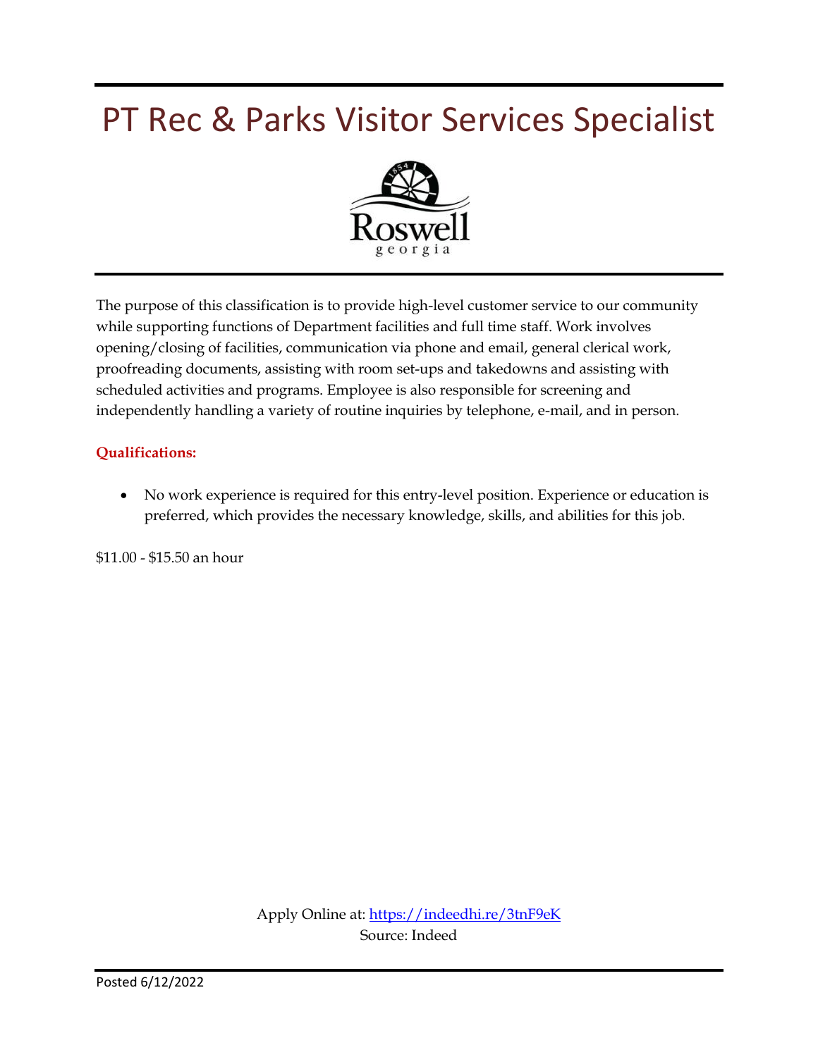# PT Rec & Parks Visitor Services Specialist

Roswell
georgia

The purpose of this classification is to provide high-level customer service to our community while supporting functions of Department facilities and full time staff. Work involves opening/closing of facilities, communication via phone and email, general clerical work, proofreading documents, assisting with room set-ups and takedowns and assisting with scheduled activities and programs. Employee is also responsible for screening and independently handling a variety of routine inquiries by telephone, e-mail, and in person.

**Qualifications:**

- No work experience is required for this entry-level position. Experience or education is preferred, which provides the necessary knowledge, skills, and abilities for this job.

$11.00 - $15.50 an hour

Apply Online at: https://indeedhi.re/3tnF9eK
Source: Indeed

Posted 6/12/2022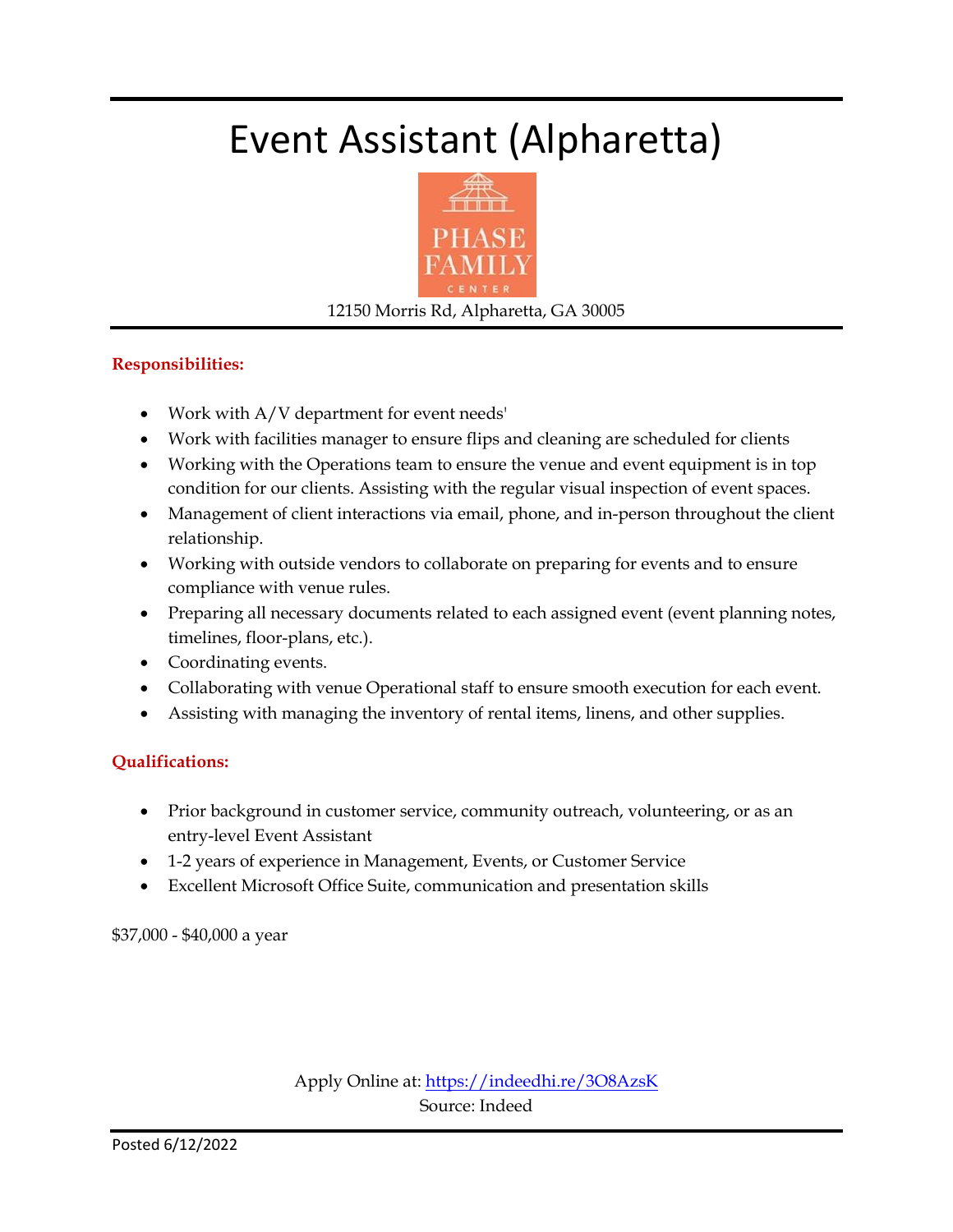# Event Assistant (Alpharetta)

PHASE FAMILY CENTER

12150 Morris Rd, Alpharetta, GA 30005

**Responsibilities:**

- Work with A/V department for event needs'
- Work with facilities manager to ensure flips and cleaning are scheduled for clients
- Working with the Operations team to ensure the venue and event equipment is in top condition for our clients. Assisting with the regular visual inspection of event spaces.
- Management of client interactions via email, phone, and in-person throughout the client relationship.
- Working with outside vendors to collaborate on preparing for events and to ensure compliance with venue rules.
- Preparing all necessary documents related to each assigned event (event planning notes, timelines, floor-plans, etc.).
- Coordinating events.
- Collaborating with venue Operational staff to ensure smooth execution for each event.
- Assisting with managing the inventory of rental items, linens, and other supplies.

**Qualifications:**

- Prior background in customer service, community outreach, volunteering, or as an entry-level Event Assistant
- 1-2 years of experience in Management, Events, or Customer Service
- Excellent Microsoft Office Suite, communication and presentation skills

$37,000 - $40,000 a year

Apply Online at: https://indeedhi.re/3O8AzsK

Source: Indeed

Posted 6/12/2022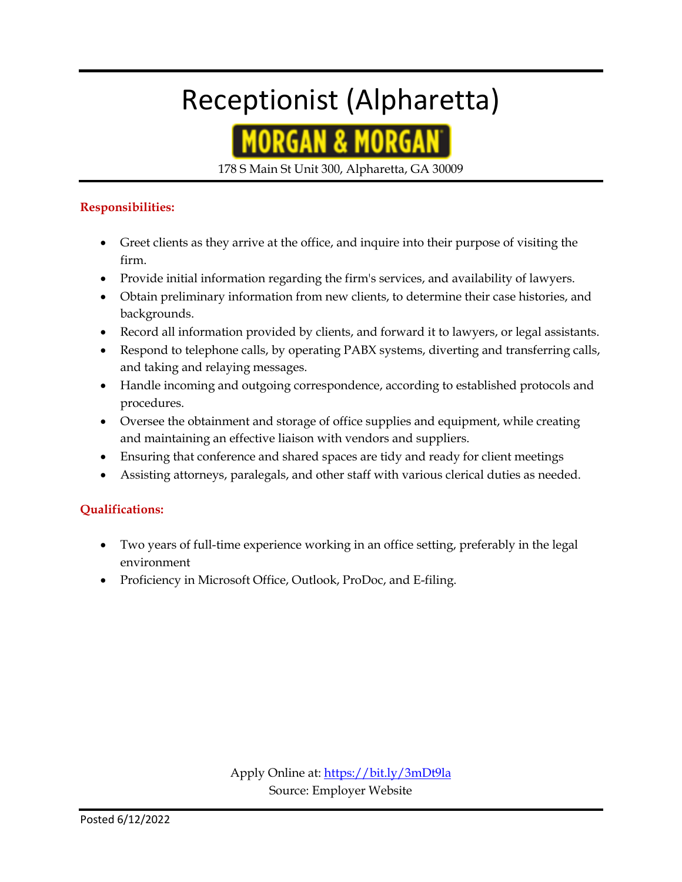# Receptionist (Alpharetta)

MORGAN & MORGAN

178 S Main St Unit 300, Alpharetta, GA 30009

**Responsibilities:**

- Greet clients as they arrive at the office, and inquire into their purpose of visiting the firm.
- Provide initial information regarding the firm's services, and availability of lawyers.
- Obtain preliminary information from new clients, to determine their case histories, and backgrounds.
- Record all information provided by clients, and forward it to lawyers, or legal assistants.
- Respond to telephone calls, by operating PABX systems, diverting and transferring calls, and taking and relaying messages.
- Handle incoming and outgoing correspondence, according to established protocols and procedures.
- Oversee the obtainment and storage of office supplies and equipment, while creating and maintaining an effective liaison with vendors and suppliers.
- Ensuring that conference and shared spaces are tidy and ready for client meetings
- Assisting attorneys, paralegals, and other staff with various clerical duties as needed.

**Qualifications:**

- Two years of full-time experience working in an office setting, preferably in the legal environment
- Proficiency in Microsoft Office, Outlook, ProDoc, and E-filing.

Apply Online at: https://bit.ly/3mDt9la
Source: Employer Website

Posted 6/12/2022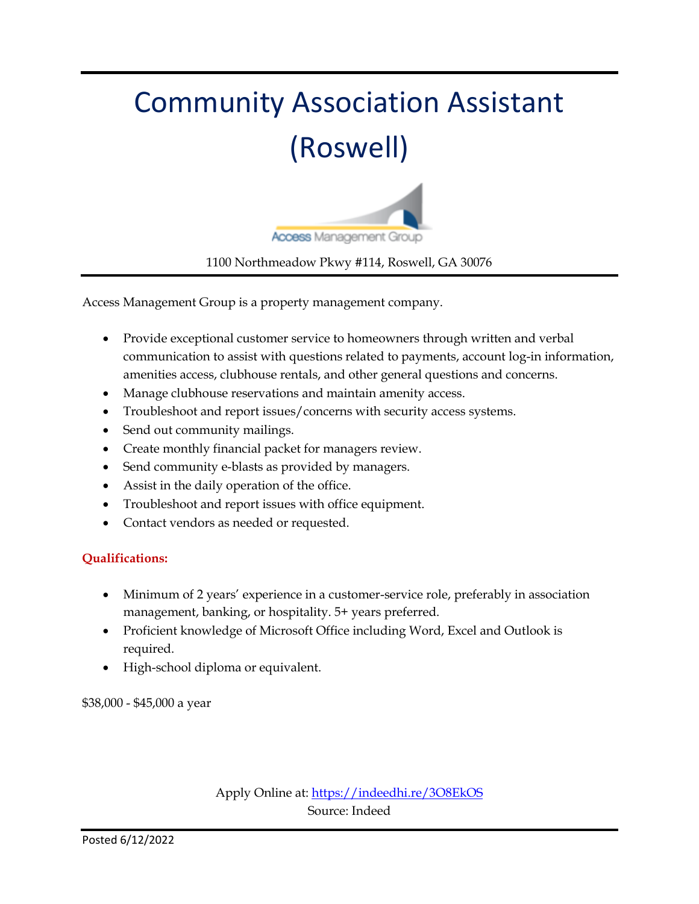# Community Association Assistant (Roswell)

Access Management Group

1100 Northmeadow Pkwy #114, Roswell, GA 30076

Access Management Group is a property management company.

- Provide exceptional customer service to homeowners through written and verbal communication to assist with questions related to payments, account log-in information, amenities access, clubhouse rentals, and other general questions and concerns.
- Manage clubhouse reservations and maintain amenity access.
- Troubleshoot and report issues/concerns with security access systems.
- Send out community mailings.
- Create monthly financial packet for managers review.
- Send community e-blasts as provided by managers.
- Assist in the daily operation of the office.
- Troubleshoot and report issues with office equipment.
- Contact vendors as needed or requested.

**Qualifications:**

- Minimum of 2 years' experience in a customer-service role, preferably in association management, banking, or hospitality. 5+ years preferred.
- Proficient knowledge of Microsoft Office including Word, Excel and Outlook is required.
- High-school diploma or equivalent.

$38,000 - $45,000 a year

Apply Online at: https://indeedhi.re/3O8EkOS
Source: Indeed

Posted 6/12/2022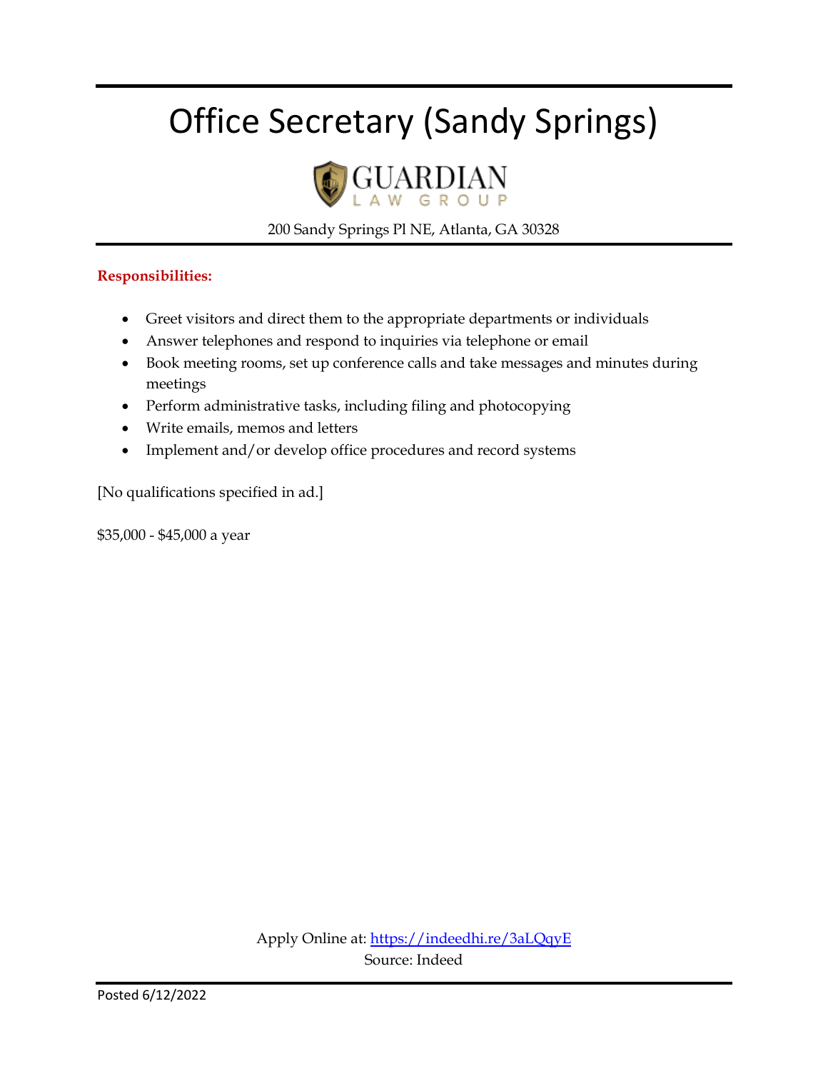# Office Secretary (Sandy Springs)

GUARDIAN
LAW GROUP

200 Sandy Springs Pl NE, Atlanta, GA 30328

**Responsibilities:**

- Greet visitors and direct them to the appropriate departments or individuals
- Answer telephones and respond to inquiries via telephone or email
- Book meeting rooms, set up conference calls and take messages and minutes during meetings
- Perform administrative tasks, including filing and photocopying
- Write emails, memos and letters
- Implement and/or develop office procedures and record systems

[No qualifications specified in ad.]

$35,000 - $45,000 a year

Apply Online at: https://indeedhi.re/3aLQqyE
Source: Indeed

Posted 6/12/2022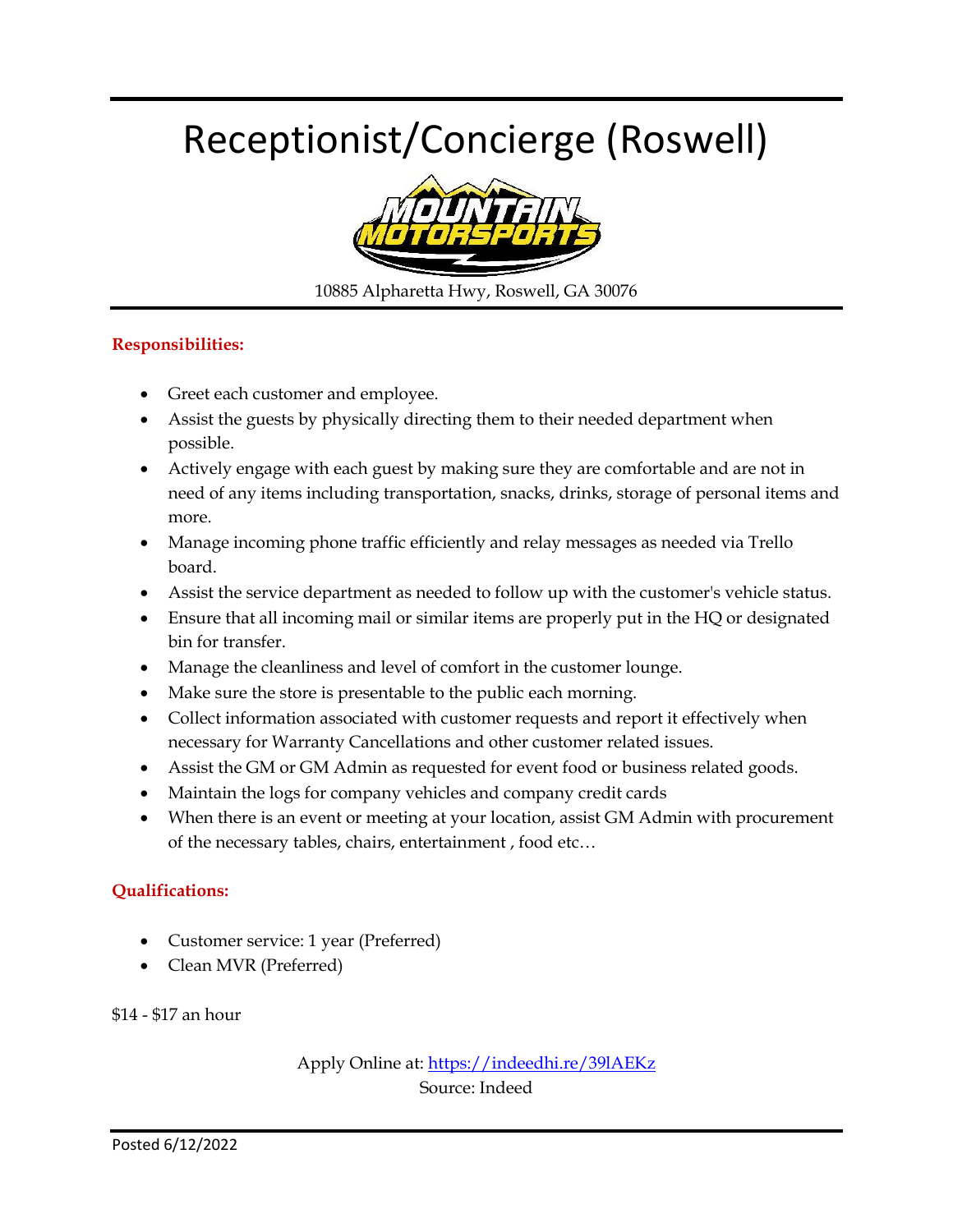# Receptionist/Concierge (Roswell)

MOUNTAIN MOTORSPORTS

10885 Alpharetta Hwy, Roswell, GA 30076

**Responsibilities:**

- Greet each customer and employee.
- Assist the guests by physically directing them to their needed department when possible.
- Actively engage with each guest by making sure they are comfortable and are not in need of any items including transportation, snacks, drinks, storage of personal items and more.
- Manage incoming phone traffic efficiently and relay messages as needed via Trello board.
- Assist the service department as needed to follow up with the customer's vehicle status.
- Ensure that all incoming mail or similar items are properly put in the HQ or designated bin for transfer.
- Manage the cleanliness and level of comfort in the customer lounge.
- Make sure the store is presentable to the public each morning.
- Collect information associated with customer requests and report it effectively when necessary for Warranty Cancellations and other customer related issues.
- Assist the GM or GM Admin as requested for event food or business related goods.
- Maintain the logs for company vehicles and company credit cards
- When there is an event or meeting at your location, assist GM Admin with procurement of the necessary tables, chairs, entertainment , food etc…

**Qualifications:**

- Customer service: 1 year (Preferred)
- Clean MVR (Preferred)

$14 - $17 an hour

Apply Online at: https://indeedhi.re/39lAEKz
Source: Indeed

Posted 6/12/2022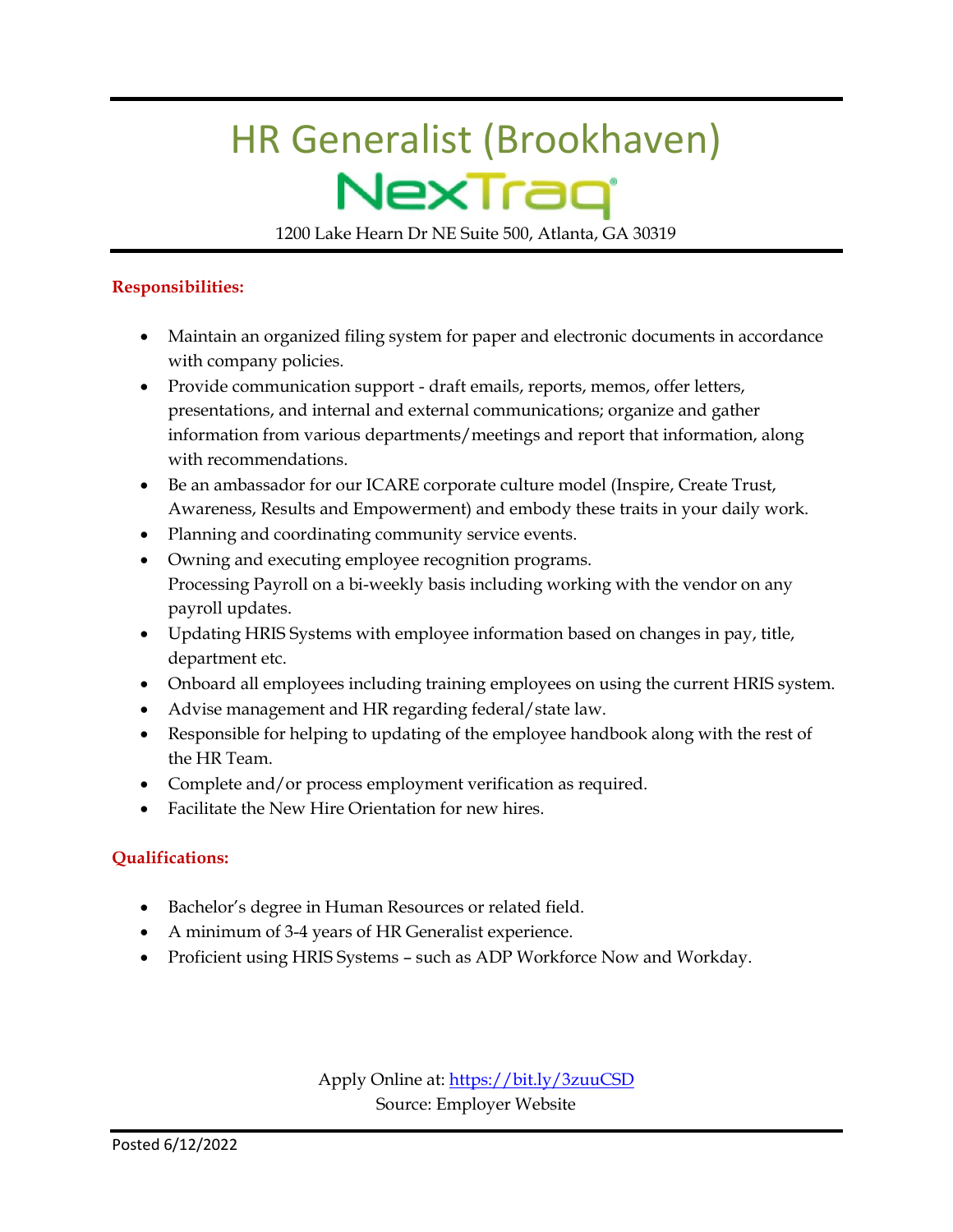# HR Generalist (Brookhaven)

NexTraq

1200 Lake Hearn Dr NE Suite 500, Atlanta, GA 30319

**Responsibilities:**

- Maintain an organized filing system for paper and electronic documents in accordance with company policies.
- Provide communication support - draft emails, reports, memos, offer letters, presentations, and internal and external communications; organize and gather information from various departments/meetings and report that information, along with recommendations.
- Be an ambassador for our ICARE corporate culture model (Inspire, Create Trust, Awareness, Results and Empowerment) and embody these traits in your daily work.
- Planning and coordinating community service events.
- Owning and executing employee recognition programs.
  Processing Payroll on a bi-weekly basis including working with the vendor on any payroll updates.
- Updating HRIS Systems with employee information based on changes in pay, title, department etc.
- Onboard all employees including training employees on using the current HRIS system.
- Advise management and HR regarding federal/state law.
- Responsible for helping to updating of the employee handbook along with the rest of the HR Team.
- Complete and/or process employment verification as required.
- Facilitate the New Hire Orientation for new hires.

**Qualifications:**

- Bachelor's degree in Human Resources or related field.
- A minimum of 3-4 years of HR Generalist experience.
- Proficient using HRIS Systems – such as ADP Workforce Now and Workday.

Apply Online at: https://bit.ly/3zuuCSD
Source: Employer Website

Posted 6/12/2022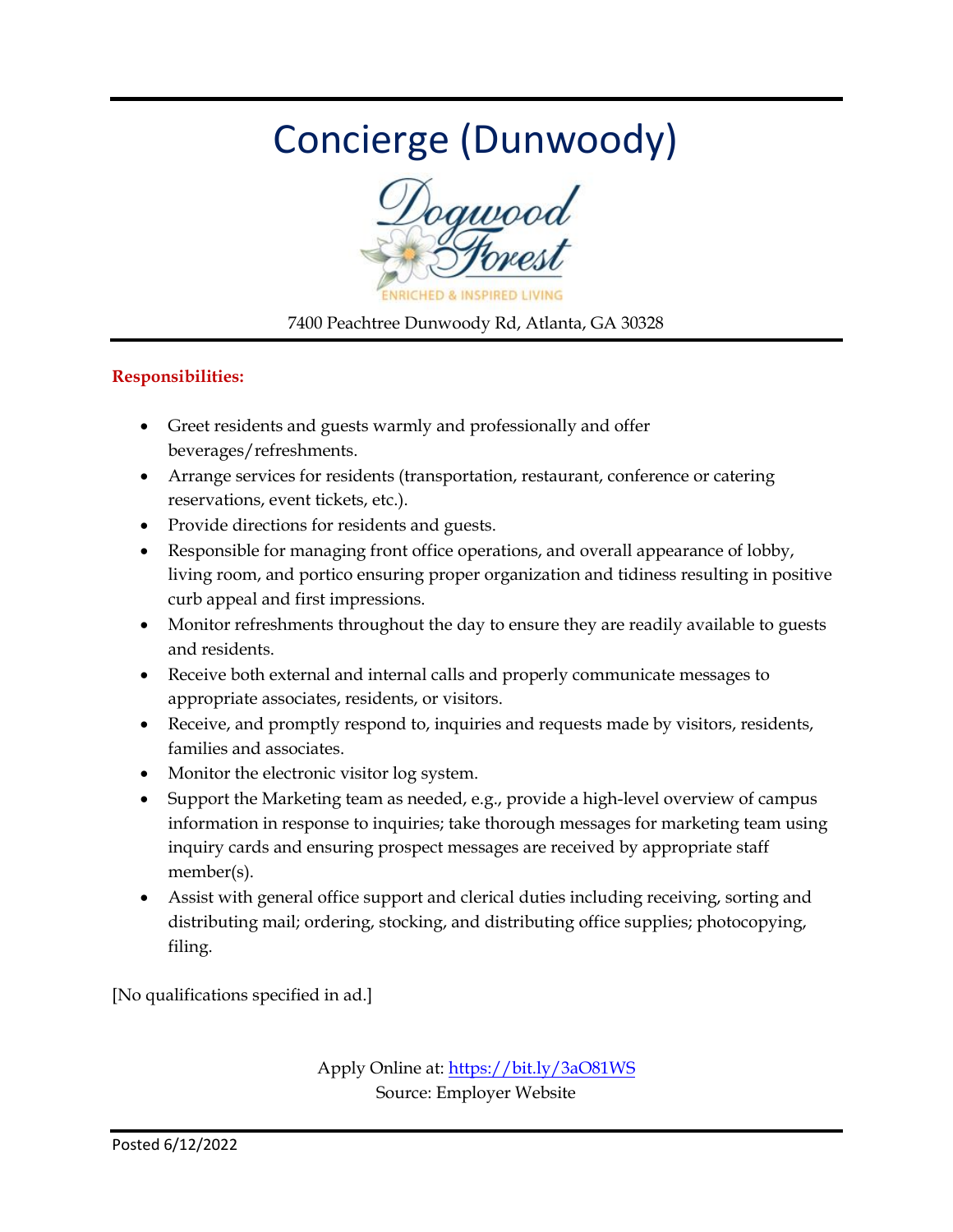# Concierge (Dunwoody)

Dogwood Forest

ENRICHED & INSPIRED LIVING

7400 Peachtree Dunwoody Rd, Atlanta, GA 30328

**Responsibilities:**

- Greet residents and guests warmly and professionally and offer beverages/refreshments.
- Arrange services for residents (transportation, restaurant, conference or catering reservations, event tickets, etc.).
- Provide directions for residents and guests.
- Responsible for managing front office operations, and overall appearance of lobby, living room, and portico ensuring proper organization and tidiness resulting in positive curb appeal and first impressions.
- Monitor refreshments throughout the day to ensure they are readily available to guests and residents.
- Receive both external and internal calls and properly communicate messages to appropriate associates, residents, or visitors.
- Receive, and promptly respond to, inquiries and requests made by visitors, residents, families and associates.
- Monitor the electronic visitor log system.
- Support the Marketing team as needed, e.g., provide a high-level overview of campus information in response to inquiries; take thorough messages for marketing team using inquiry cards and ensuring prospect messages are received by appropriate staff member(s).
- Assist with general office support and clerical duties including receiving, sorting and distributing mail; ordering, stocking, and distributing office supplies; photocopying, filing.

[No qualifications specified in ad.]

Apply Online at: https://bit.ly/3aO81WS
Source: Employer Website

Posted 6/12/2022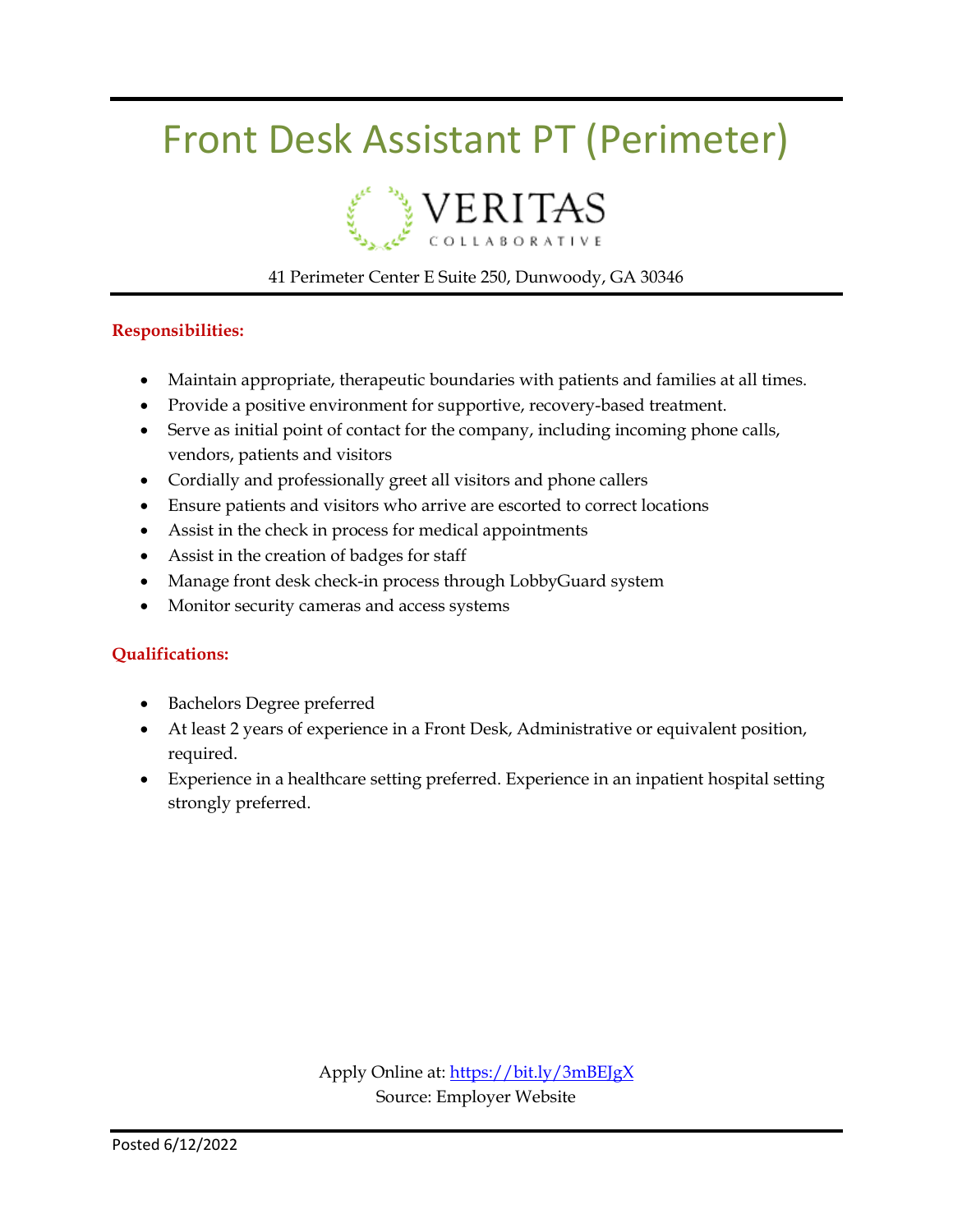# Front Desk Assistant PT (Perimeter)

VERITAS
COLLABORATIVE

41 Perimeter Center E Suite 250, Dunwoody, GA 30346

**Responsibilities:**

- Maintain appropriate, therapeutic boundaries with patients and families at all times.
- Provide a positive environment for supportive, recovery-based treatment.
- Serve as initial point of contact for the company, including incoming phone calls, vendors, patients and visitors
- Cordially and professionally greet all visitors and phone callers
- Ensure patients and visitors who arrive are escorted to correct locations
- Assist in the check in process for medical appointments
- Assist in the creation of badges for staff
- Manage front desk check-in process through LobbyGuard system
- Monitor security cameras and access systems

**Qualifications:**

- Bachelors Degree preferred
- At least 2 years of experience in a Front Desk, Administrative or equivalent position, required.
- Experience in a healthcare setting preferred. Experience in an inpatient hospital setting strongly preferred.

Apply Online at: https://bit.ly/3mBEJgX
Source: Employer Website

Posted 6/12/2022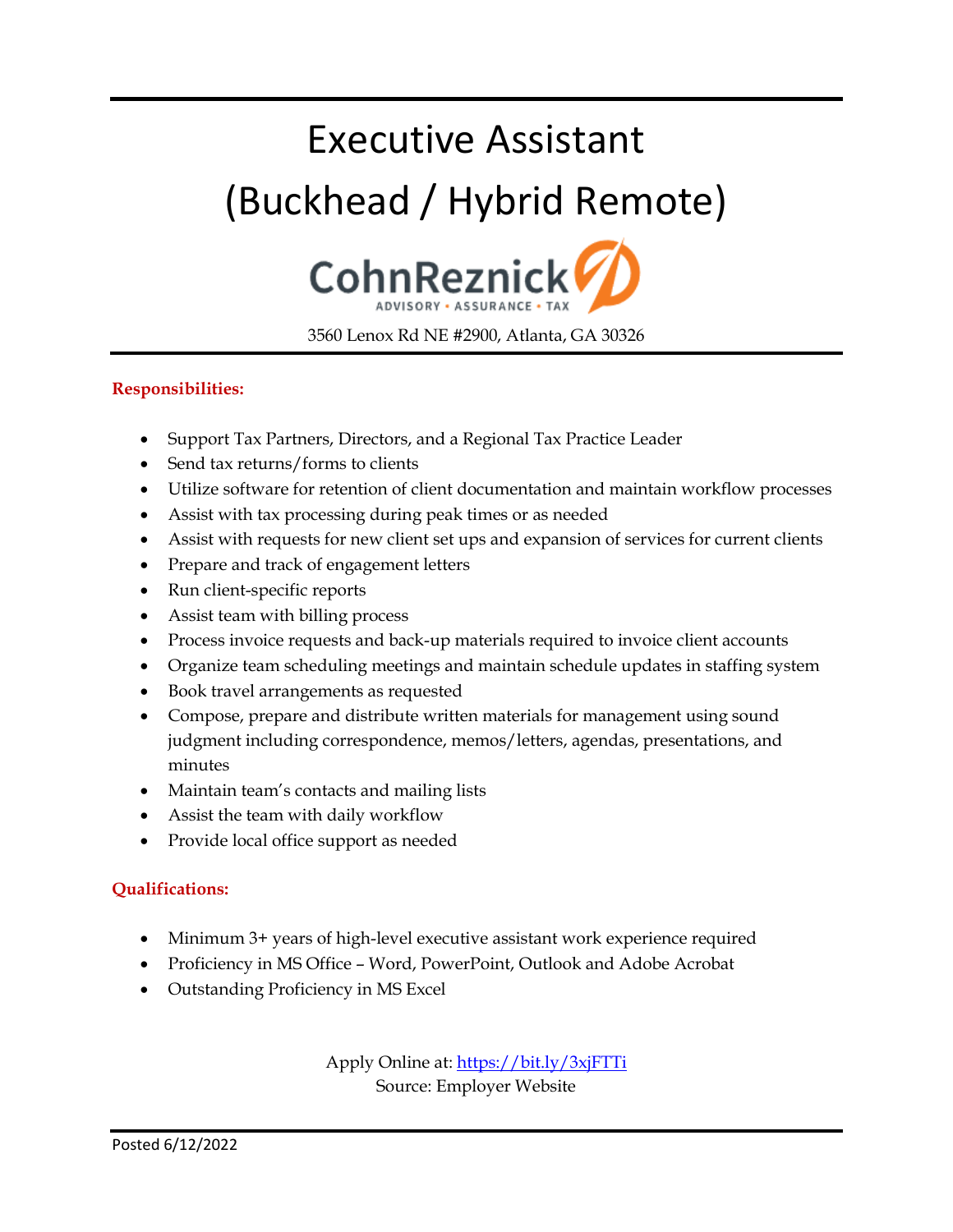# Executive Assistant
# (Buckhead / Hybrid Remote)

CohnReznick
ADVISORY • ASSURANCE • TAX

3560 Lenox Rd NE #2900, Atlanta, GA 30326

**Responsibilities:**

- Support Tax Partners, Directors, and a Regional Tax Practice Leader
- Send tax returns/forms to clients
- Utilize software for retention of client documentation and maintain workflow processes
- Assist with tax processing during peak times or as needed
- Assist with requests for new client set ups and expansion of services for current clients
- Prepare and track of engagement letters
- Run client-specific reports
- Assist team with billing process
- Process invoice requests and back-up materials required to invoice client accounts
- Organize team scheduling meetings and maintain schedule updates in staffing system
- Book travel arrangements as requested
- Compose, prepare and distribute written materials for management using sound judgment including correspondence, memos/letters, agendas, presentations, and minutes
- Maintain team's contacts and mailing lists
- Assist the team with daily workflow
- Provide local office support as needed

**Qualifications:**

- Minimum 3+ years of high-level executive assistant work experience required
- Proficiency in MS Office – Word, PowerPoint, Outlook and Adobe Acrobat
- Outstanding Proficiency in MS Excel

Apply Online at: https://bit.ly/3xjFTTi
Source: Employer Website

Posted 6/12/2022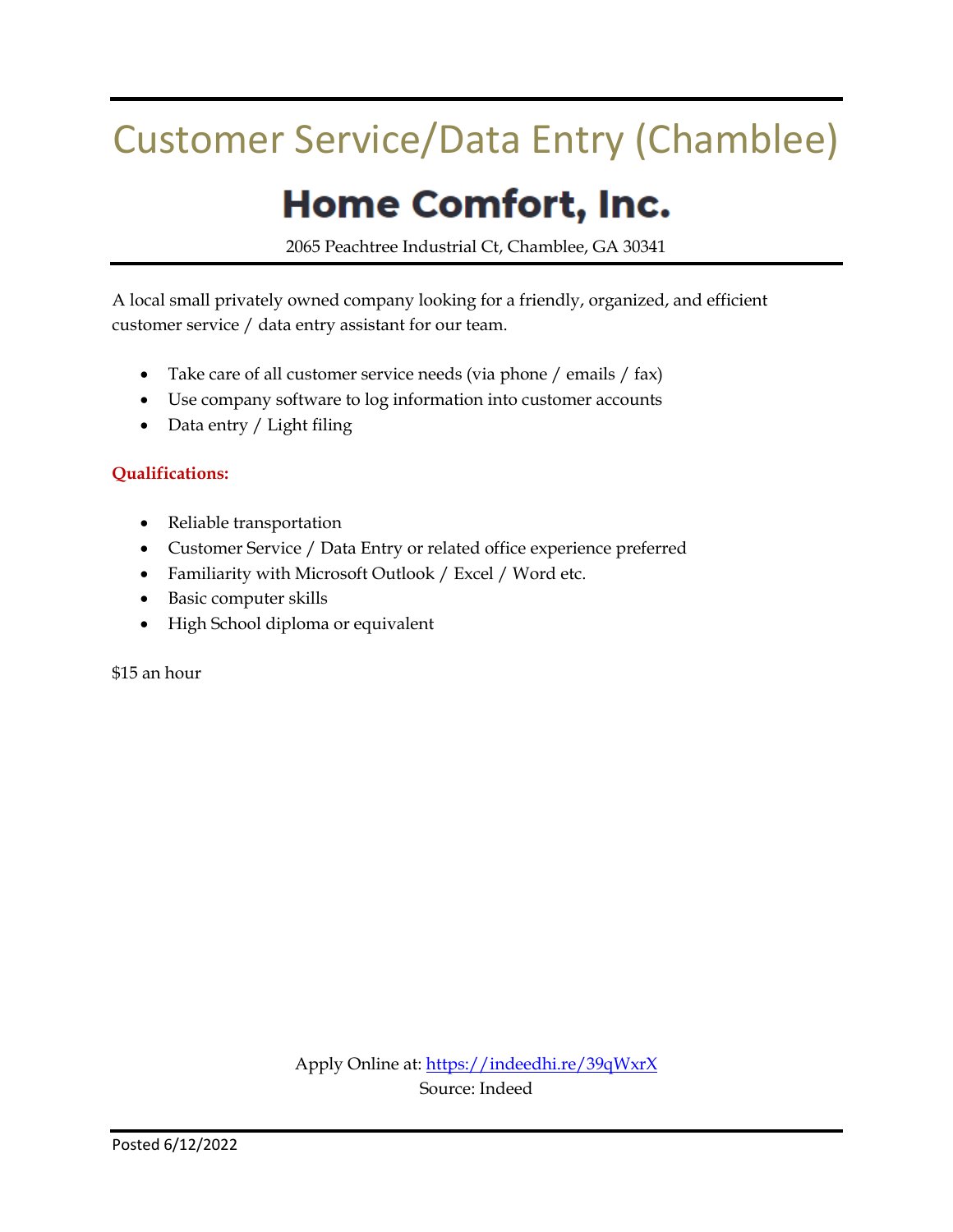# Customer Service/Data Entry (Chamblee)

## Home Comfort, Inc.

2065 Peachtree Industrial Ct, Chamblee, GA 30341

A local small privately owned company looking for a friendly, organized, and efficient customer service / data entry assistant for our team.

- Take care of all customer service needs (via phone / emails / fax)
- Use company software to log information into customer accounts
- Data entry / Light filing

**Qualifications:**

- Reliable transportation
- Customer Service / Data Entry or related office experience preferred
- Familiarity with Microsoft Outlook / Excel / Word etc.
- Basic computer skills
- High School diploma or equivalent

$15 an hour

Apply Online at: https://indeedhi.re/39qWxrX
Source: Indeed

Posted 6/12/2022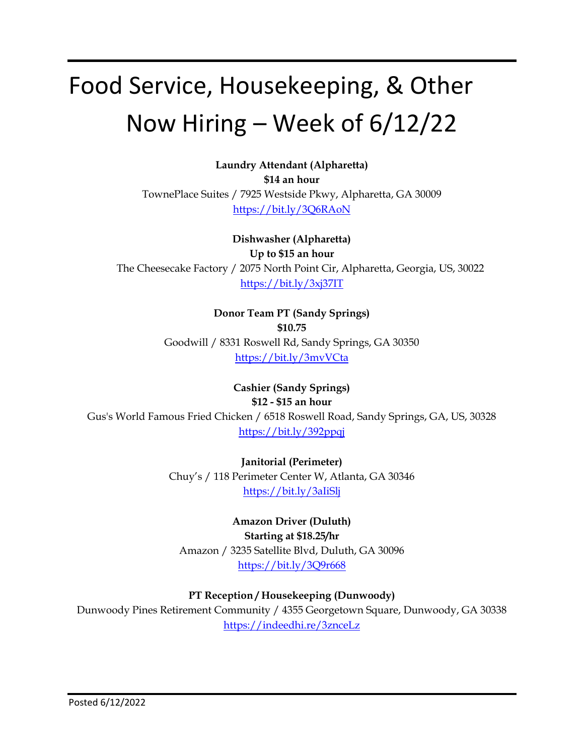# Food Service, Housekeeping, & Other Now Hiring – Week of 6/12/22

**Laundry Attendant (Alpharetta)**
**$14 an hour**
TownePlace Suites / 7925 Westside Pkwy, Alpharetta, GA 30009
https://bit.ly/3Q6RAoN

**Dishwasher (Alpharetta)**
**Up to $15 an hour**
The Cheesecake Factory / 2075 North Point Cir, Alpharetta, Georgia, US, 30022
https://bit.ly/3xj37IT

**Donor Team PT (Sandy Springs)**
**$10.75**
Goodwill / 8331 Roswell Rd, Sandy Springs, GA 30350
https://bit.ly/3mvVCta

**Cashier (Sandy Springs)**
**$12 - $15 an hour**
Gus's World Famous Fried Chicken / 6518 Roswell Road, Sandy Springs, GA, US, 30328
https://bit.ly/392ppqj

**Janitorial (Perimeter)**
Chuy's / 118 Perimeter Center W, Atlanta, GA 30346
https://bit.ly/3aIiSlj

**Amazon Driver (Duluth)**
**Starting at $18.25/hr**
Amazon / 3235 Satellite Blvd, Duluth, GA 30096
https://bit.ly/3Q9r668

**PT Reception / Housekeeping (Dunwoody)**
Dunwoody Pines Retirement Community / 4355 Georgetown Square, Dunwoody, GA 30338
https://indeedhi.re/3znceLz

Posted 6/12/2022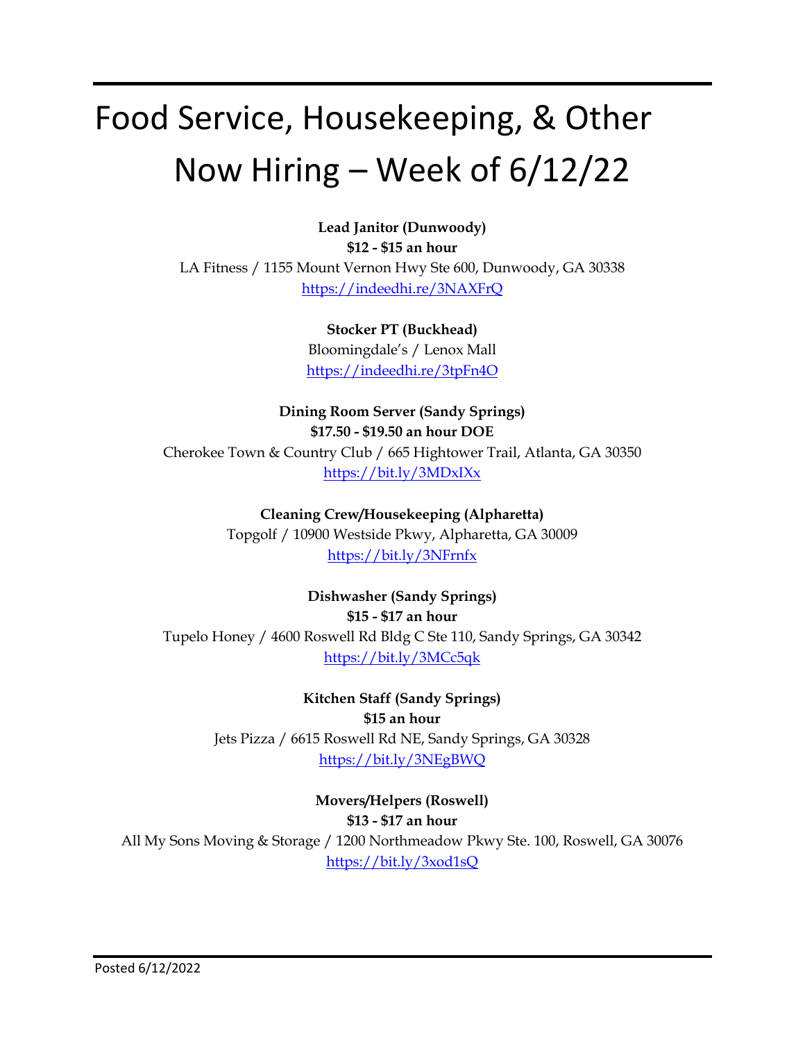# Food Service, Housekeeping, & Other Now Hiring – Week of 6/12/22

**Lead Janitor (Dunwoody)**
**$12 - $15 an hour**
LA Fitness / 1155 Mount Vernon Hwy Ste 600, Dunwoody, GA 30338
https://indeedhi.re/3NAXFrQ

**Stocker PT (Buckhead)**
Bloomingdale's / Lenox Mall
https://indeedhi.re/3tpFn4O

**Dining Room Server (Sandy Springs)**
**$17.50 - $19.50 an hour DOE**
Cherokee Town & Country Club / 665 Hightower Trail, Atlanta, GA 30350
https://bit.ly/3MDxIXx

**Cleaning Crew/Housekeeping (Alpharetta)**
Topgolf / 10900 Westside Pkwy, Alpharetta, GA 30009
https://bit.ly/3NFrnfx

**Dishwasher (Sandy Springs)**
**$15 - $17 an hour**
Tupelo Honey / 4600 Roswell Rd Bldg C Ste 110, Sandy Springs, GA 30342
https://bit.ly/3MCc5qk

**Kitchen Staff (Sandy Springs)**
**$15 an hour**
Jets Pizza / 6615 Roswell Rd NE, Sandy Springs, GA 30328
https://bit.ly/3NEgBWQ

**Movers/Helpers (Roswell)**
**$13 - $17 an hour**
All My Sons Moving & Storage / 1200 Northmeadow Pkwy Ste. 100, Roswell, GA 30076
https://bit.ly/3xod1sQ

Posted 6/12/2022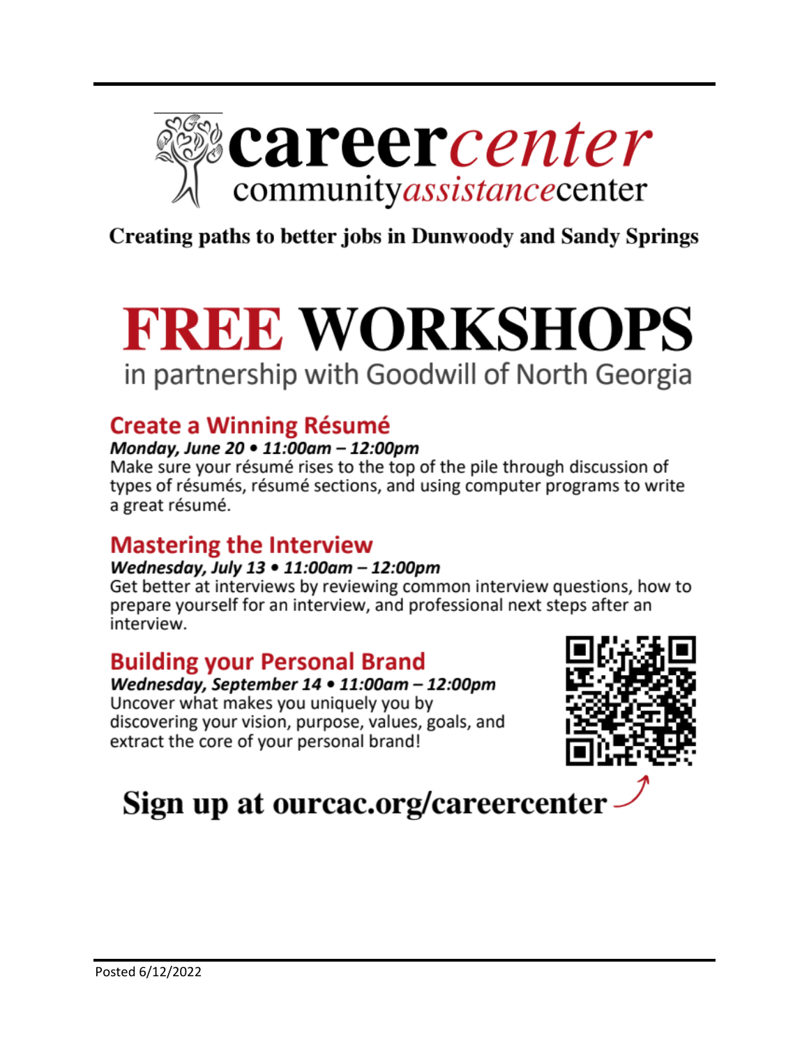# careercenter

communityassistancecenter

**Creating paths to better jobs in Dunwoody and Sandy Springs**

# FREE WORKSHOPS

in partnership with Goodwill of North Georgia

## Create a Winning Résumé

***Monday, June 20 • 11:00am – 12:00pm***

Make sure your résumé rises to the top of the pile through discussion of types of résumés, résumé sections, and using computer programs to write a great résumé.

## Mastering the Interview

***Wednesday, July 13 • 11:00am – 12:00pm***

Get better at interviews by reviewing common interview questions, how to prepare yourself for an interview, and professional next steps after an interview.

## Building your Personal Brand

***Wednesday, September 14 • 11:00am – 12:00pm***

Uncover what makes you uniquely you by discovering your vision, purpose, values, goals, and extract the core of your personal brand!

**Sign up at ourcac.org/careercenter**

Posted 6/12/2022